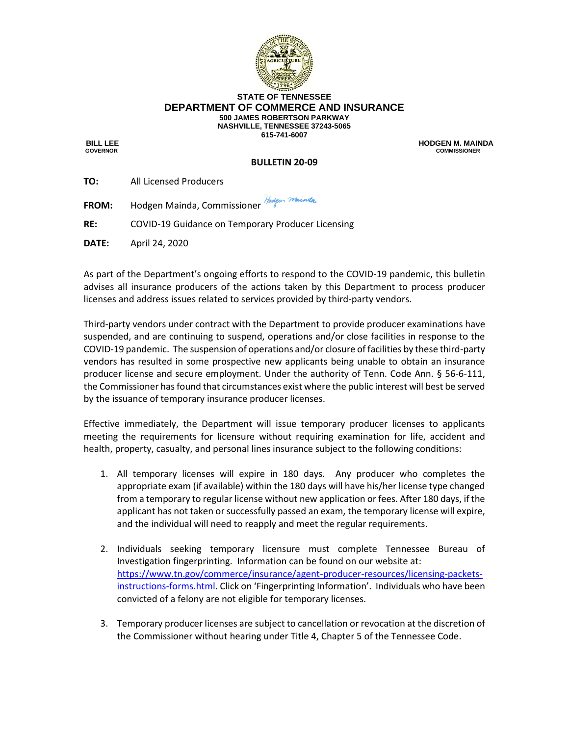**STATE OF TENNESSEE**
## DEPARTMENT OF COMMERCE AND INSURANCE
**500 JAMES ROBERTSON PARKWAY**
**NASHVILLE, TENNESSEE 37243-5065**
**615-741-6007**

**BILL LEE**
**GOVERNOR**

**HODGEN M. MAINDA**
**COMMISSIONER**

### BULLETIN 20-09

**TO:** All Licensed Producers

**FROM:** Hodgen Mainda, Commissioner

**RE:** COVID-19 Guidance on Temporary Producer Licensing

**DATE:** April 24, 2020

As part of the Department's ongoing efforts to respond to the COVID-19 pandemic, this bulletin advises all insurance producers of the actions taken by this Department to process producer licenses and address issues related to services provided by third-party vendors.

Third-party vendors under contract with the Department to provide producer examinations have suspended, and are continuing to suspend, operations and/or close facilities in response to the COVID-19 pandemic. The suspension of operations and/or closure of facilities by these third-party vendors has resulted in some prospective new applicants being unable to obtain an insurance producer license and secure employment. Under the authority of Tenn. Code Ann. § 56-6-111, the Commissioner has found that circumstances exist where the public interest will best be served by the issuance of temporary insurance producer licenses.

Effective immediately, the Department will issue temporary producer licenses to applicants meeting the requirements for licensure without requiring examination for life, accident and health, property, casualty, and personal lines insurance subject to the following conditions:

1. All temporary licenses will expire in 180 days. Any producer who completes the appropriate exam (if available) within the 180 days will have his/her license type changed from a temporary to regular license without new application or fees. After 180 days, if the applicant has not taken or successfully passed an exam, the temporary license will expire, and the individual will need to reapply and meet the regular requirements.

2. Individuals seeking temporary licensure must complete Tennessee Bureau of Investigation fingerprinting. Information can be found on our website at: https://www.tn.gov/commerce/insurance/agent-producer-resources/licensing-packets-instructions-forms.html. Click on 'Fingerprinting Information'. Individuals who have been convicted of a felony are not eligible for temporary licenses.

3. Temporary producer licenses are subject to cancellation or revocation at the discretion of the Commissioner without hearing under Title 4, Chapter 5 of the Tennessee Code.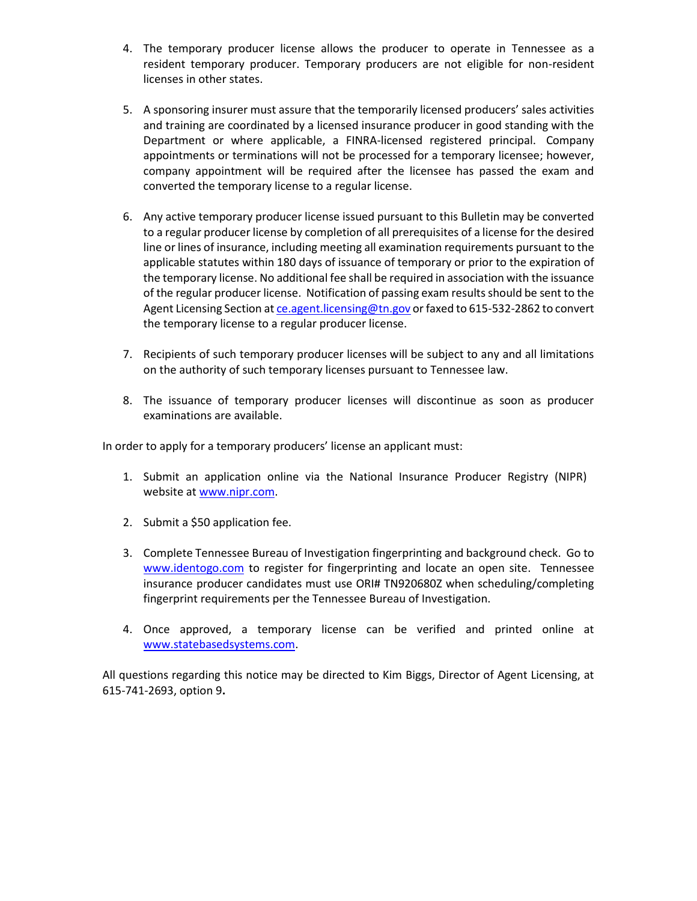4. The temporary producer license allows the producer to operate in Tennessee as a resident temporary producer. Temporary producers are not eligible for non-resident licenses in other states.

5. A sponsoring insurer must assure that the temporarily licensed producers' sales activities and training are coordinated by a licensed insurance producer in good standing with the Department or where applicable, a FINRA-licensed registered principal. Company appointments or terminations will not be processed for a temporary licensee; however, company appointment will be required after the licensee has passed the exam and converted the temporary license to a regular license.

6. Any active temporary producer license issued pursuant to this Bulletin may be converted to a regular producer license by completion of all prerequisites of a license for the desired line or lines of insurance, including meeting all examination requirements pursuant to the applicable statutes within 180 days of issuance of temporary or prior to the expiration of the temporary license. No additional fee shall be required in association with the issuance of the regular producer license. Notification of passing exam results should be sent to the Agent Licensing Section at ce.agent.licensing@tn.gov or faxed to 615-532-2862 to convert the temporary license to a regular producer license.

7. Recipients of such temporary producer licenses will be subject to any and all limitations on the authority of such temporary licenses pursuant to Tennessee law.

8. The issuance of temporary producer licenses will discontinue as soon as producer examinations are available.

In order to apply for a temporary producers' license an applicant must:

1. Submit an application online via the National Insurance Producer Registry (NIPR) website at www.nipr.com.

2. Submit a $50 application fee.

3. Complete Tennessee Bureau of Investigation fingerprinting and background check. Go to www.identogo.com to register for fingerprinting and locate an open site. Tennessee insurance producer candidates must use ORI# TN920680Z when scheduling/completing fingerprint requirements per the Tennessee Bureau of Investigation.

4. Once approved, a temporary license can be verified and printed online at www.statebasedsystems.com.

All questions regarding this notice may be directed to Kim Biggs, Director of Agent Licensing, at 615-741-2693, option 9**.**